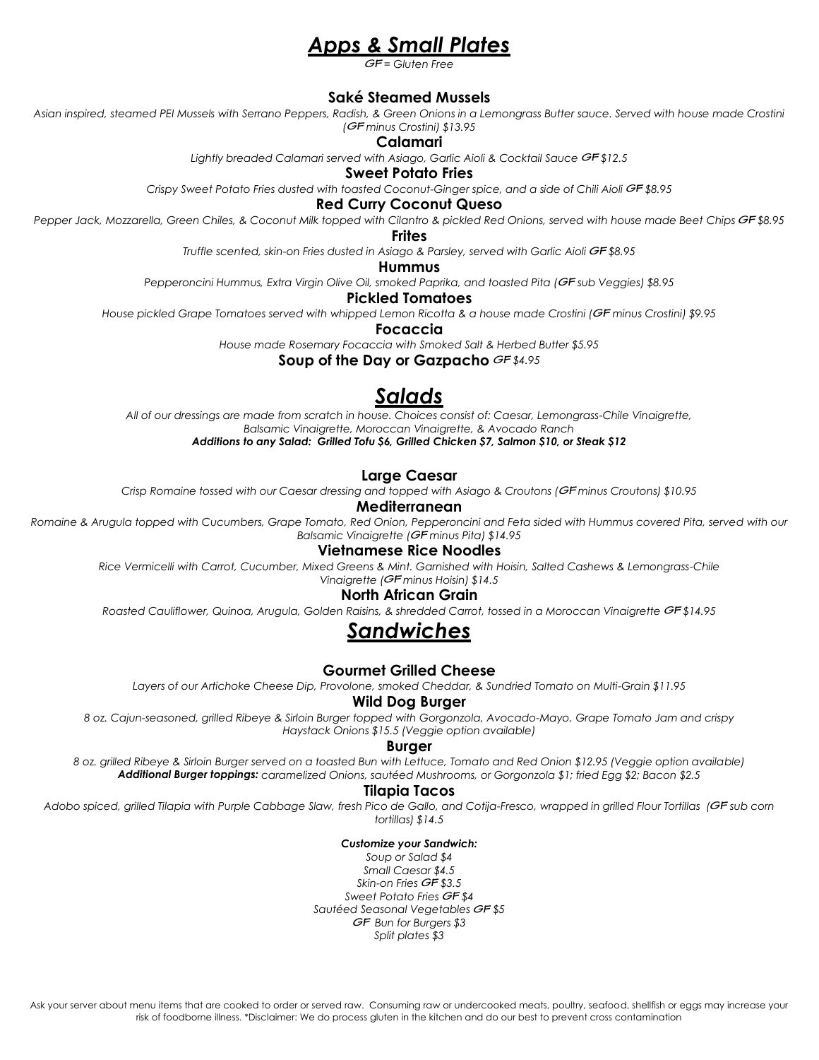# *Apps & Small Plates*

*GF = Gluten Free*

### Saké Steamed Mussels

*Asian inspired, steamed PEI Mussels with Serrano Peppers, Radish, & Green Onions in a Lemongrass Butter sauce. Served with house made Crostini (GF minus Crostini) $13.95*

### Calamari

*Lightly breaded Calamari served with Asiago, Garlic Aioli & Cocktail Sauce GF $12.5*

### Sweet Potato Fries

*Crispy Sweet Potato Fries dusted with toasted Coconut-Ginger spice, and a side of Chili Aioli GF $8.95*

### Red Curry Coconut Queso

*Pepper Jack, Mozzarella, Green Chiles, & Coconut Milk topped with Cilantro & pickled Red Onions, served with house made Beet Chips GF $8.95*

### Frites

*Truffle scented, skin-on Fries dusted in Asiago & Parsley, served with Garlic Aioli GF $8.95*

### Hummus

*Pepperoncini Hummus, Extra Virgin Olive Oil, smoked Paprika, and toasted Pita (GF sub Veggies) $8.95*

### Pickled Tomatoes

*House pickled Grape Tomatoes served with whipped Lemon Ricotta & a house made Crostini (GF minus Crostini) $9.95*

### Focaccia

*House made Rosemary Focaccia with Smoked Salt & Herbed Butter $5.95*

### Soup of the Day or Gazpacho *GF $4.95*

# *Salads*

*All of our dressings are made from scratch in house. Choices consist of: Caesar, Lemongrass-Chile Vinaigrette, Balsamic Vinaigrette, Moroccan Vinaigrette, & Avocado Ranch*

***Additions to any Salad: Grilled Tofu $6, Grilled Chicken $7, Salmon $10, or Steak $12***

### Large Caesar

*Crisp Romaine tossed with our Caesar dressing and topped with Asiago & Croutons (GF minus Croutons) $10.95*

### Mediterranean

*Romaine & Arugula topped with Cucumbers, Grape Tomato, Red Onion, Pepperoncini and Feta sided with Hummus covered Pita, served with our Balsamic Vinaigrette (GF minus Pita) $14.95*

### Vietnamese Rice Noodles

*Rice Vermicelli with Carrot, Cucumber, Mixed Greens & Mint. Garnished with Hoisin, Salted Cashews & Lemongrass-Chile Vinaigrette (GF minus Hoisin) $14.5*

### North African Grain

*Roasted Cauliflower, Quinoa, Arugula, Golden Raisins, & shredded Carrot, tossed in a Moroccan Vinaigrette GF $14.95*

# *Sandwiches*

### Gourmet Grilled Cheese

*Layers of our Artichoke Cheese Dip, Provolone, smoked Cheddar, & Sundried Tomato on Multi-Grain $11.95*

### Wild Dog Burger

*8 oz. Cajun-seasoned, grilled Ribeye & Sirloin Burger topped with Gorgonzola, Avocado-Mayo, Grape Tomato Jam and crispy Haystack Onions $15.5 (Veggie option available)*

### Burger

*8 oz. grilled Ribeye & Sirloin Burger served on a toasted Bun with Lettuce, Tomato and Red Onion $12.95 (Veggie option available)*

***Additional Burger toppings:*** *caramelized Onions, sautéed Mushrooms, or Gorgonzola $1; fried Egg $2; Bacon $2.5*

### Tilapia Tacos

*Adobo spiced, grilled Tilapia with Purple Cabbage Slaw, fresh Pico de Gallo, and Cotija-Fresco, wrapped in grilled Flour Tortillas (GF sub corn tortillas) $14.5*

***Customize your Sandwich:***

*Soup or Salad $4*
*Small Caesar $4.5*
*Skin-on Fries GF $3.5*
*Sweet Potato Fries GF $4*
*Sautéed Seasonal Vegetables GF $5*
*GF Bun for Burgers $3*
*Split plates $3*

Ask your server about menu items that are cooked to order or served raw. Consuming raw or undercooked meats, poultry, seafood, shellfish or eggs may increase your risk of foodborne illness. *Disclaimer: We do process gluten in the kitchen and do our best to prevent cross contamination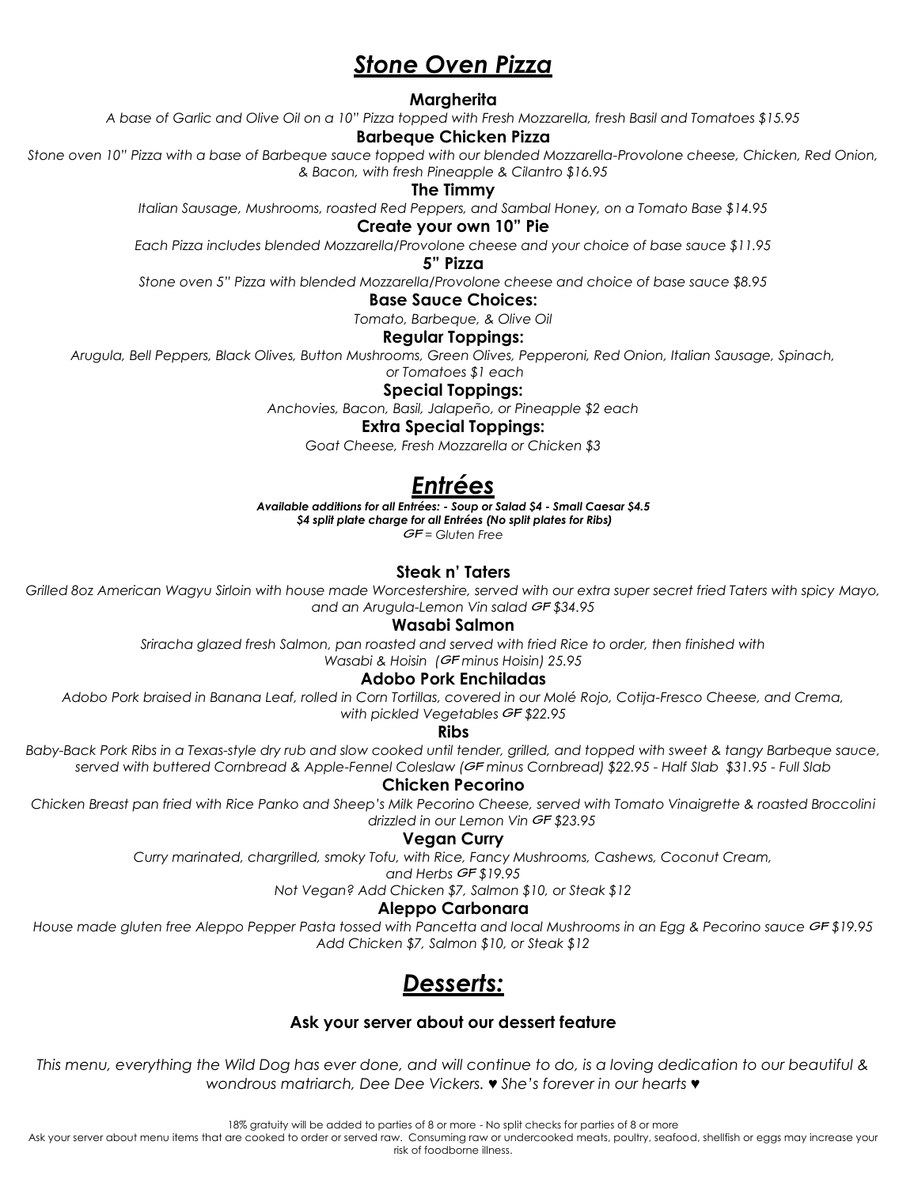# ***Stone Oven Pizza***

### Margherita

*A base of Garlic and Olive Oil on a 10" Pizza topped with Fresh Mozzarella, fresh Basil and Tomatoes $15.95*

### Barbeque Chicken Pizza

*Stone oven 10" Pizza with a base of Barbeque sauce topped with our blended Mozzarella-Provolone cheese, Chicken, Red Onion, & Bacon, with fresh Pineapple & Cilantro $16.95*

### The Timmy

*Italian Sausage, Mushrooms, roasted Red Peppers, and Sambal Honey, on a Tomato Base $14.95*

### Create your own 10" Pie

*Each Pizza includes blended Mozzarella/Provolone cheese and your choice of base sauce $11.95*

### 5" Pizza

*Stone oven 5" Pizza with blended Mozzarella/Provolone cheese and choice of base sauce $8.95*

### Base Sauce Choices:

*Tomato, Barbeque, & Olive Oil*

### Regular Toppings:

*Arugula, Bell Peppers, Black Olives, Button Mushrooms, Green Olives, Pepperoni, Red Onion, Italian Sausage, Spinach, or Tomatoes $1 each*

### Special Toppings:

*Anchovies, Bacon, Basil, Jalapeño, or Pineapple $2 each*

### Extra Special Toppings:

*Goat Cheese, Fresh Mozzarella or Chicken $3*

# ***Entrées***

***Available additions for all Entrées: - Soup or Salad $4 - Small Caesar $4.5***
***$4 split plate charge for all Entrées (No split plates for Ribs)***
*GF = Gluten Free*

### Steak n' Taters

*Grilled 8oz American Wagyu Sirloin with house made Worcestershire, served with our extra super secret fried Taters with spicy Mayo, and an Arugula-Lemon Vin salad GF $34.95*

### Wasabi Salmon

*Sriracha glazed fresh Salmon, pan roasted and served with fried Rice to order, then finished with Wasabi & Hoisin (GF minus Hoisin) 25.95*

### Adobo Pork Enchiladas

*Adobo Pork braised in Banana Leaf, rolled in Corn Tortillas, covered in our Molé Rojo, Cotija-Fresco Cheese, and Crema, with pickled Vegetables GF $22.95*

### Ribs

*Baby-Back Pork Ribs in a Texas-style dry rub and slow cooked until tender, grilled, and topped with sweet & tangy Barbeque sauce, served with buttered Cornbread & Apple-Fennel Coleslaw (GF minus Cornbread) $22.95 - Half Slab $31.95 - Full Slab*

### Chicken Pecorino

*Chicken Breast pan fried with Rice Panko and Sheep's Milk Pecorino Cheese, served with Tomato Vinaigrette & roasted Broccolini drizzled in our Lemon Vin GF $23.95*

### Vegan Curry

*Curry marinated, chargrilled, smoky Tofu, with Rice, Fancy Mushrooms, Cashews, Coconut Cream, and Herbs GF $19.95*
*Not Vegan? Add Chicken $7, Salmon $10, or Steak $12*

### Aleppo Carbonara

*House made gluten free Aleppo Pepper Pasta tossed with Pancetta and local Mushrooms in an Egg & Pecorino sauce GF $19.95*
*Add Chicken $7, Salmon $10, or Steak $12*

# ***Desserts:***

**Ask your server about our dessert feature**

*This menu, everything the Wild Dog has ever done, and will continue to do, is a loving dedication to our beautiful & wondrous matriarch, Dee Dee Vickers. ♥ She's forever in our hearts ♥*

18% gratuity will be added to parties of 8 or more - No split checks for parties of 8 or more

Ask your server about menu items that are cooked to order or served raw. Consuming raw or undercooked meats, poultry, seafood, shellfish or eggs may increase your risk of foodborne illness.